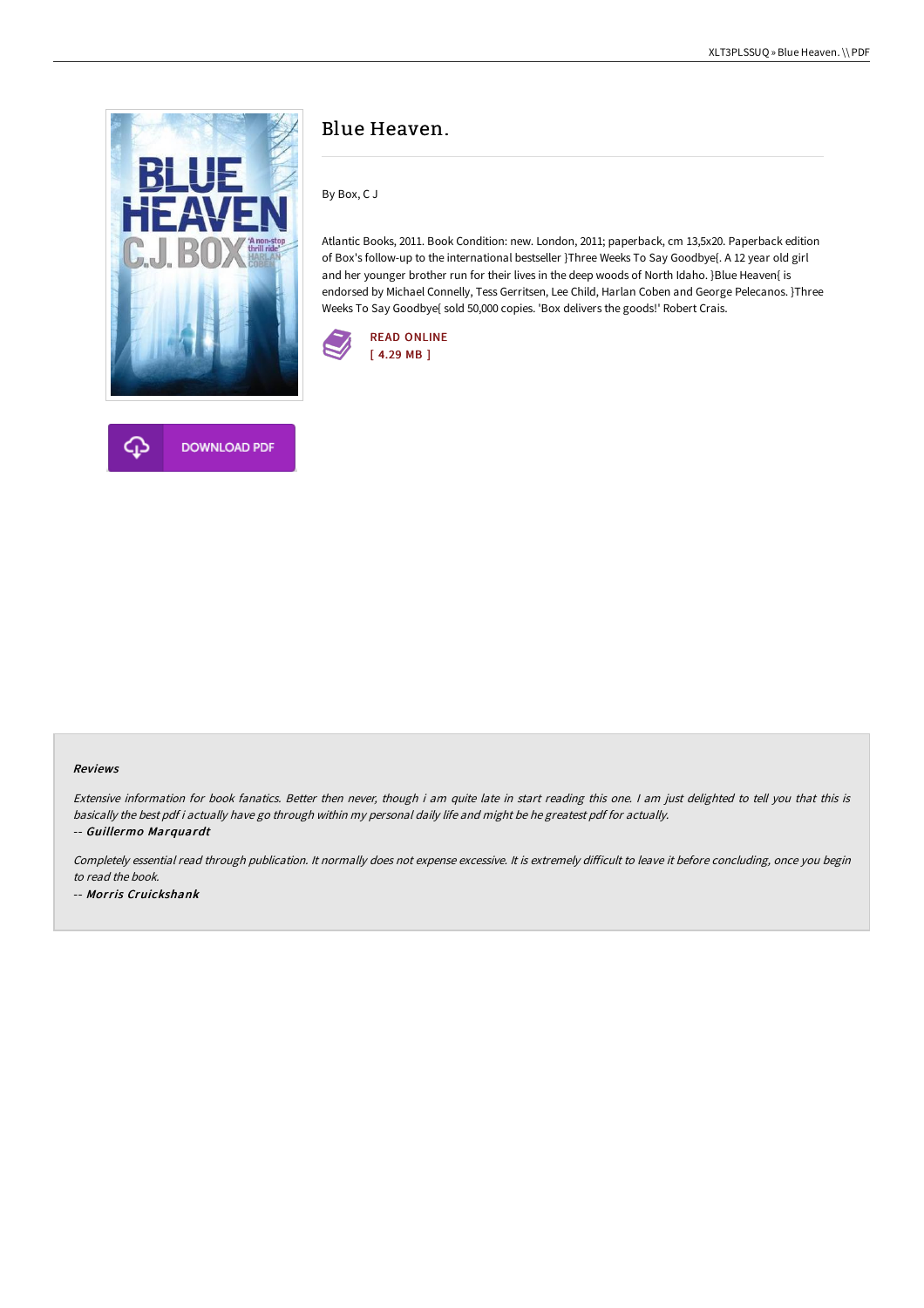# Blue Heaven.

By Box, C J

Atlantic Books, 2011. Book Condition: new. London, 2011; paperback, cm 13,5x20. Paperback edition of Box's follow-up to the international bestseller }Three Weeks To Say Goodbye{. A 12 year old girl and her younger brother run for their lives in the deep woods of North Idaho. }Blue Heaven{ is endorsed by Michael Connelly, Tess Gerritsen, Lee Child, Harlan Coben and George Pelecanos. }Three Weeks To Say Goodbye{ sold 50,000 copies. 'Box delivers the goods!' Robert Crais.

READ ONLINE
[ 4.29 MB ]

DOWNLOAD PDF

### Reviews

*Extensive information for book fanatics. Better then never, though i am quite late in start reading this one. I am just delighted to tell you that this is basically the best pdf i actually have go through within my personal daily life and might be he greatest pdf for actually.*

-- ***Guillermo Marquardt***

*Completely essential read through publication. It normally does not expense excessive. It is extremely difficult to leave it before concluding, once you begin to read the book.*

-- ***Morris Cruickshank***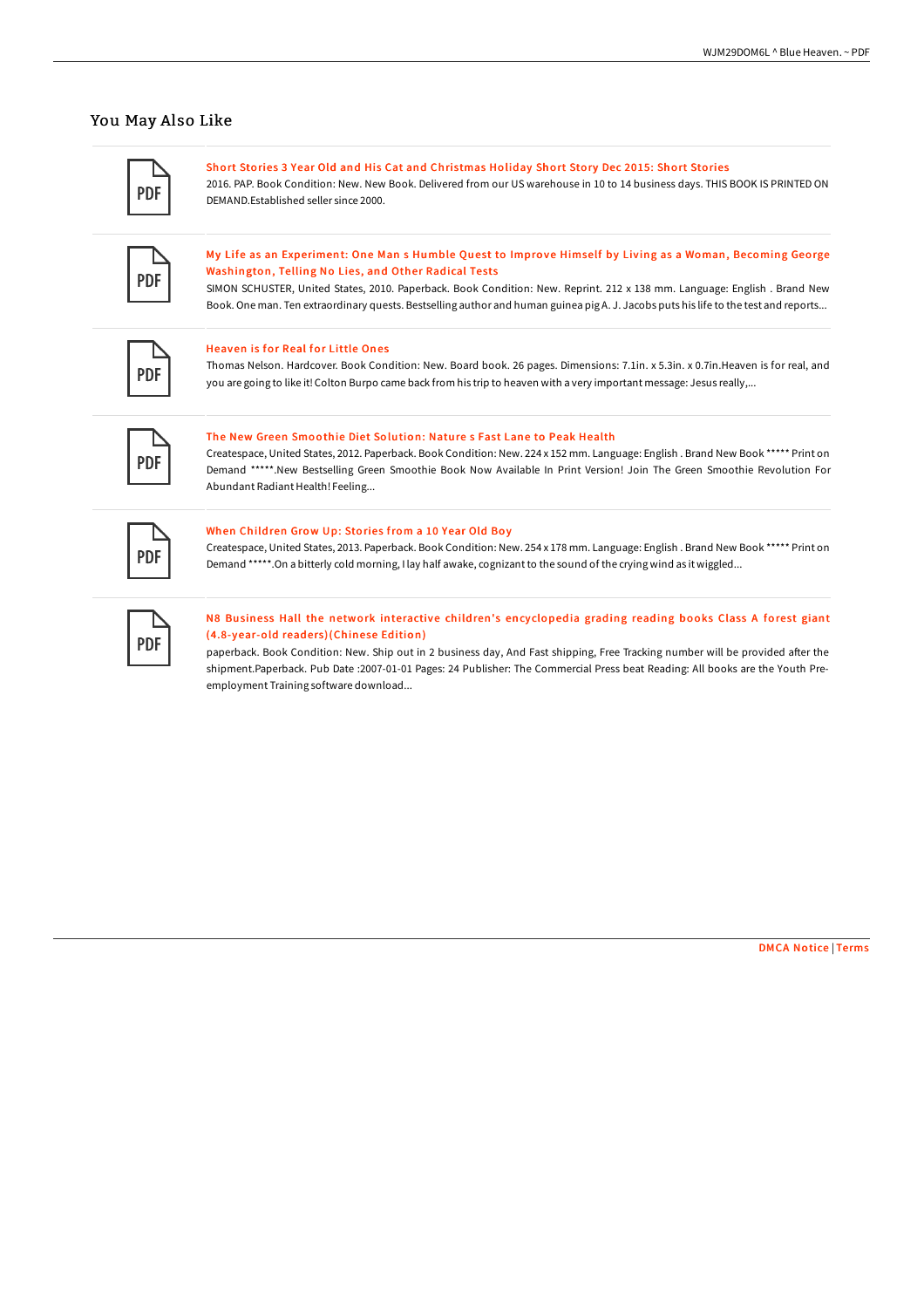## You May Also Like

PDF

**Short Stories 3 Year Old and His Cat and Christmas Holiday Short Story Dec 2015: Short Stories**

2016. PAP. Book Condition: New. New Book. Delivered from our US warehouse in 10 to 14 business days. THIS BOOK IS PRINTED ON DEMAND.Established seller since 2000.

PDF

**My Life as an Experiment: One Man s Humble Quest to Improve Himself by Living as a Woman, Becoming George Washington, Telling No Lies, and Other Radical Tests**

SIMON SCHUSTER, United States, 2010. Paperback. Book Condition: New. Reprint. 212 x 138 mm. Language: English . Brand New Book. One man. Ten extraordinary quests. Bestselling author and human guinea pig A. J. Jacobs puts his life to the test and reports...

PDF

**Heaven is for Real for Little Ones**

Thomas Nelson. Hardcover. Book Condition: New. Board book. 26 pages. Dimensions: 7.1in. x 5.3in. x 0.7in.Heaven is for real, and you are going to like it! Colton Burpo came back from his trip to heaven with a very important message: Jesus really,...

PDF

**The New Green Smoothie Diet Solution: Nature s Fast Lane to Peak Health**

Createspace, United States, 2012. Paperback. Book Condition: New. 224 x 152 mm. Language: English . Brand New Book ***** Print on Demand *****.New Bestselling Green Smoothie Book Now Available In Print Version! Join The Green Smoothie Revolution For Abundant Radiant Health! Feeling...

PDF

**When Children Grow Up: Stories from a 10 Year Old Boy**

Createspace, United States, 2013. Paperback. Book Condition: New. 254 x 178 mm. Language: English . Brand New Book ***** Print on Demand *****.On a bitterly cold morning, I lay half awake, cognizant to the sound of the crying wind as it wiggled...

PDF

**N8 Business Hall the network interactive children's encyclopedia grading reading books Class A forest giant (4.8-year-old readers)(Chinese Edition)**

paperback. Book Condition: New. Ship out in 2 business day, And Fast shipping, Free Tracking number will be provided after the shipment.Paperback. Pub Date :2007-01-01 Pages: 24 Publisher: The Commercial Press beat Reading: All books are the Youth Pre-employment Training software download...

DMCA Notice | Terms